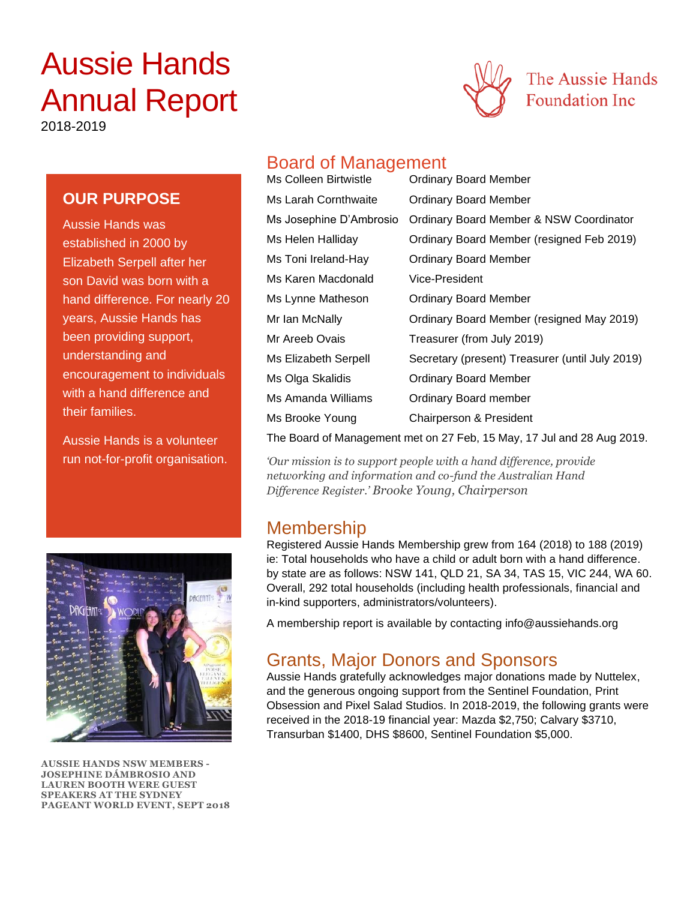# Aussie Hands Annual Report

2018-2019

The Aussie Hands Foundation Inc

## OUR PURPOSE

Aussie Hands was established in 2000 by Elizabeth Serpell after her son David was born with a hand difference. For nearly 20 years, Aussie Hands has been providing support, understanding and encouragement to individuals with a hand difference and their families.

Aussie Hands is a volunteer run not-for-profit organisation.

**AUSSIE HANDS NSW MEMBERS - JOSEPHINE DÁMBROSIO AND LAUREN BOOTH WERE GUEST SPEAKERS AT THE SYDNEY PAGEANT WORLD EVENT, SEPT 2018**

## Board of Management

| | |
|---|---|
| Ms Colleen Birtwistle | Ordinary Board Member |
| Ms Larah Cornthwaite | Ordinary Board Member |
| Ms Josephine D'Ambrosio | Ordinary Board Member & NSW Coordinator |
| Ms Helen Halliday | Ordinary Board Member (resigned Feb 2019) |
| Ms Toni Ireland-Hay | Ordinary Board Member |
| Ms Karen Macdonald | Vice-President |
| Ms Lynne Matheson | Ordinary Board Member |
| Mr Ian McNally | Ordinary Board Member (resigned May 2019) |
| Mr Areeb Ovais | Treasurer (from July 2019) |
| Ms Elizabeth Serpell | Secretary (present) Treasurer (until July 2019) |
| Ms Olga Skalidis | Ordinary Board Member |
| Ms Amanda Williams | Ordinary Board member |
| Ms Brooke Young | Chairperson & President |

The Board of Management met on 27 Feb, 15 May, 17 Jul and 28 Aug 2019.

*'Our mission is to support people with a hand difference, provide networking and information and co-fund the Australian Hand Difference Register.'* Brooke Young, Chairperson

## Membership

Registered Aussie Hands Membership grew from 164 (2018) to 188 (2019) ie: Total households who have a child or adult born with a hand difference. by state are as follows: NSW 141, QLD 21, SA 34, TAS 15, VIC 244, WA 60. Overall, 292 total households (including health professionals, financial and in-kind supporters, administrators/volunteers).

A membership report is available by contacting info@aussiehands.org

## Grants, Major Donors and Sponsors

Aussie Hands gratefully acknowledges major donations made by Nuttelex, and the generous ongoing support from the Sentinel Foundation, Print Obsession and Pixel Salad Studios. In 2018-2019, the following grants were received in the 2018-19 financial year: Mazda $2,750; Calvary $3710, Transurban $1400, DHS $8600, Sentinel Foundation $5,000.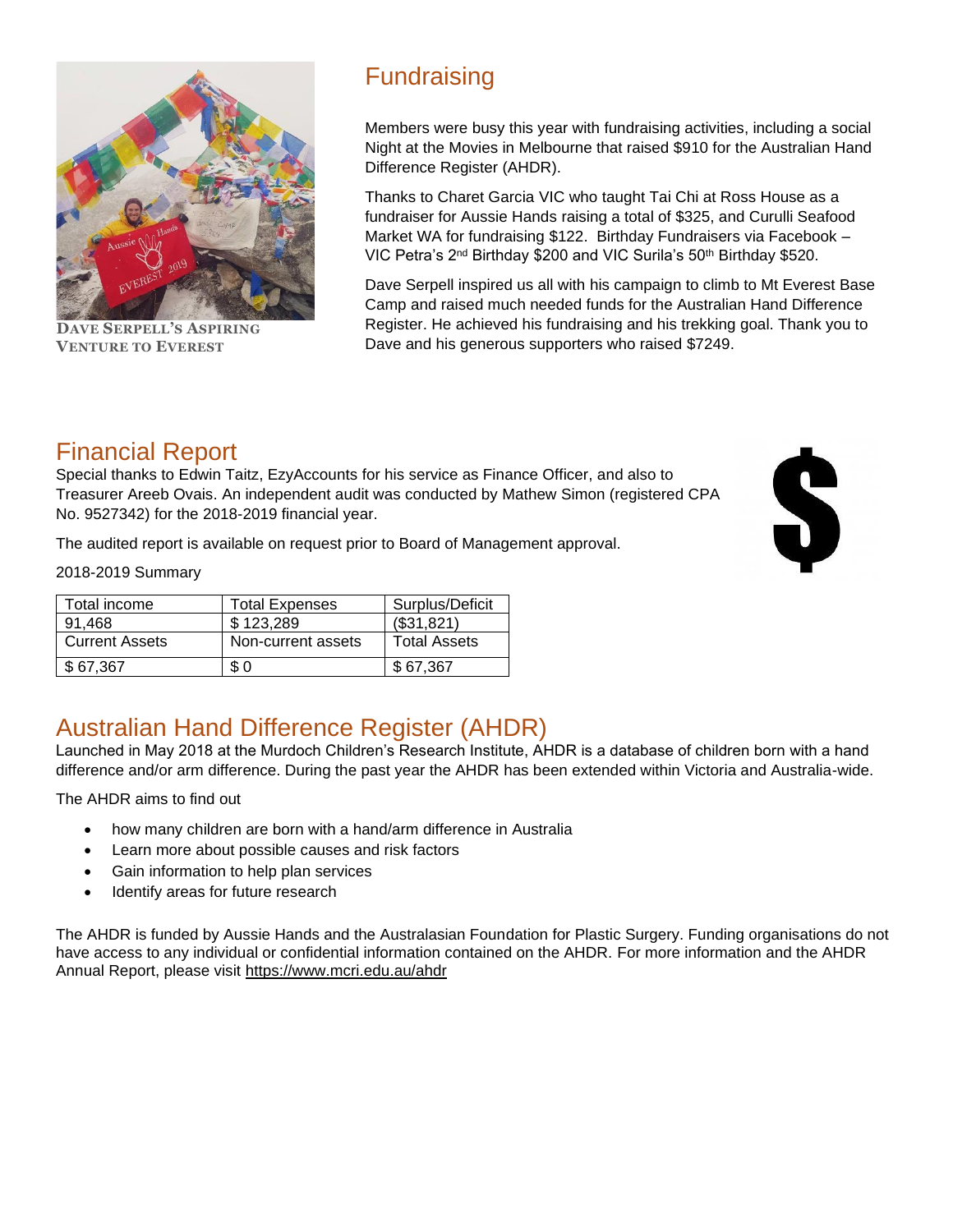DAVE SERPELL'S ASPIRING VENTURE TO EVEREST

## Fundraising

Members were busy this year with fundraising activities, including a social Night at the Movies in Melbourne that raised $910 for the Australian Hand Difference Register (AHDR).

Thanks to Charet Garcia VIC who taught Tai Chi at Ross House as a fundraiser for Aussie Hands raising a total of $325, and Curulli Seafood Market WA for fundraising $122. Birthday Fundraisers via Facebook – VIC Petra's 2nd Birthday $200 and VIC Surila's 50th Birthday $520.

Dave Serpell inspired us all with his campaign to climb to Mt Everest Base Camp and raised much needed funds for the Australian Hand Difference Register. He achieved his fundraising and his trekking goal. Thank you to Dave and his generous supporters who raised $7249.

## Financial Report

Special thanks to Edwin Taitz, EzyAccounts for his service as Finance Officer, and also to Treasurer Areeb Ovais. An independent audit was conducted by Mathew Simon (registered CPA No. 9527342) for the 2018-2019 financial year.

The audited report is available on request prior to Board of Management approval.

2018-2019 Summary

| Total income | Total Expenses | Surplus/Deficit |
|---|---|---|
| 91,468 | $ 123,289 | ($31,821) |
| Current Assets | Non-current assets | Total Assets |
| $ 67,367 | $ 0 | $ 67,367 |

## Australian Hand Difference Register (AHDR)

Launched in May 2018 at the Murdoch Children's Research Institute, AHDR is a database of children born with a hand difference and/or arm difference. During the past year the AHDR has been extended within Victoria and Australia-wide.

The AHDR aims to find out

- how many children are born with a hand/arm difference in Australia
- Learn more about possible causes and risk factors
- Gain information to help plan services
- Identify areas for future research

The AHDR is funded by Aussie Hands and the Australasian Foundation for Plastic Surgery. Funding organisations do not have access to any individual or confidential information contained on the AHDR. For more information and the AHDR Annual Report, please visit https://www.mcri.edu.au/ahdr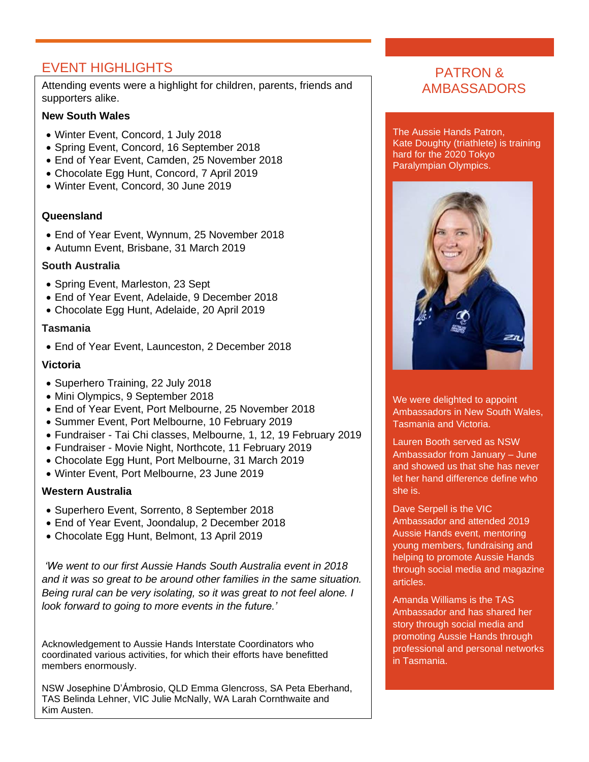## EVENT HIGHLIGHTS

Attending events were a highlight for children, parents, friends and supporters alike.

**New South Wales**

- Winter Event, Concord, 1 July 2018
- Spring Event, Concord, 16 September 2018
- End of Year Event, Camden, 25 November 2018
- Chocolate Egg Hunt, Concord, 7 April 2019
- Winter Event, Concord, 30 June 2019

**Queensland**

- End of Year Event, Wynnum, 25 November 2018
- Autumn Event, Brisbane, 31 March 2019

**South Australia**

- Spring Event, Marleston, 23 Sept
- End of Year Event, Adelaide, 9 December 2018
- Chocolate Egg Hunt, Adelaide, 20 April 2019

**Tasmania**

- End of Year Event, Launceston, 2 December 2018

**Victoria**

- Superhero Training, 22 July 2018
- Mini Olympics, 9 September 2018
- End of Year Event, Port Melbourne, 25 November 2018
- Summer Event, Port Melbourne, 10 February 2019
- Fundraiser - Tai Chi classes, Melbourne, 1, 12, 19 February 2019
- Fundraiser - Movie Night, Northcote, 11 February 2019
- Chocolate Egg Hunt, Port Melbourne, 31 March 2019
- Winter Event, Port Melbourne, 23 June 2019

**Western Australia**

- Superhero Event, Sorrento, 8 September 2018
- End of Year Event, Joondalup, 2 December 2018
- Chocolate Egg Hunt, Belmont, 13 April 2019

*'We went to our first Aussie Hands South Australia event in 2018 and it was so great to be around other families in the same situation. Being rural can be very isolating, so it was great to not feel alone. I look forward to going to more events in the future.'*

Acknowledgement to Aussie Hands Interstate Coordinators who coordinated various activities, for which their efforts have benefitted members enormously.

NSW Josephine D'Ámbrosio, QLD Emma Glencross, SA Peta Eberhand, TAS Belinda Lehner, VIC Julie McNally, WA Larah Cornthwaite and Kim Austen.

## PATRON & AMBASSADORS

The Aussie Hands Patron, Kate Doughty (triathlete) is training hard for the 2020 Tokyo Paralympian Olympics.

We were delighted to appoint Ambassadors in New South Wales, Tasmania and Victoria.

Lauren Booth served as NSW Ambassador from January – June and showed us that she has never let her hand difference define who she is.

Dave Serpell is the VIC Ambassador and attended 2019 Aussie Hands event, mentoring young members, fundraising and helping to promote Aussie Hands through social media and magazine articles.

Amanda Williams is the TAS Ambassador and has shared her story through social media and promoting Aussie Hands through professional and personal networks in Tasmania.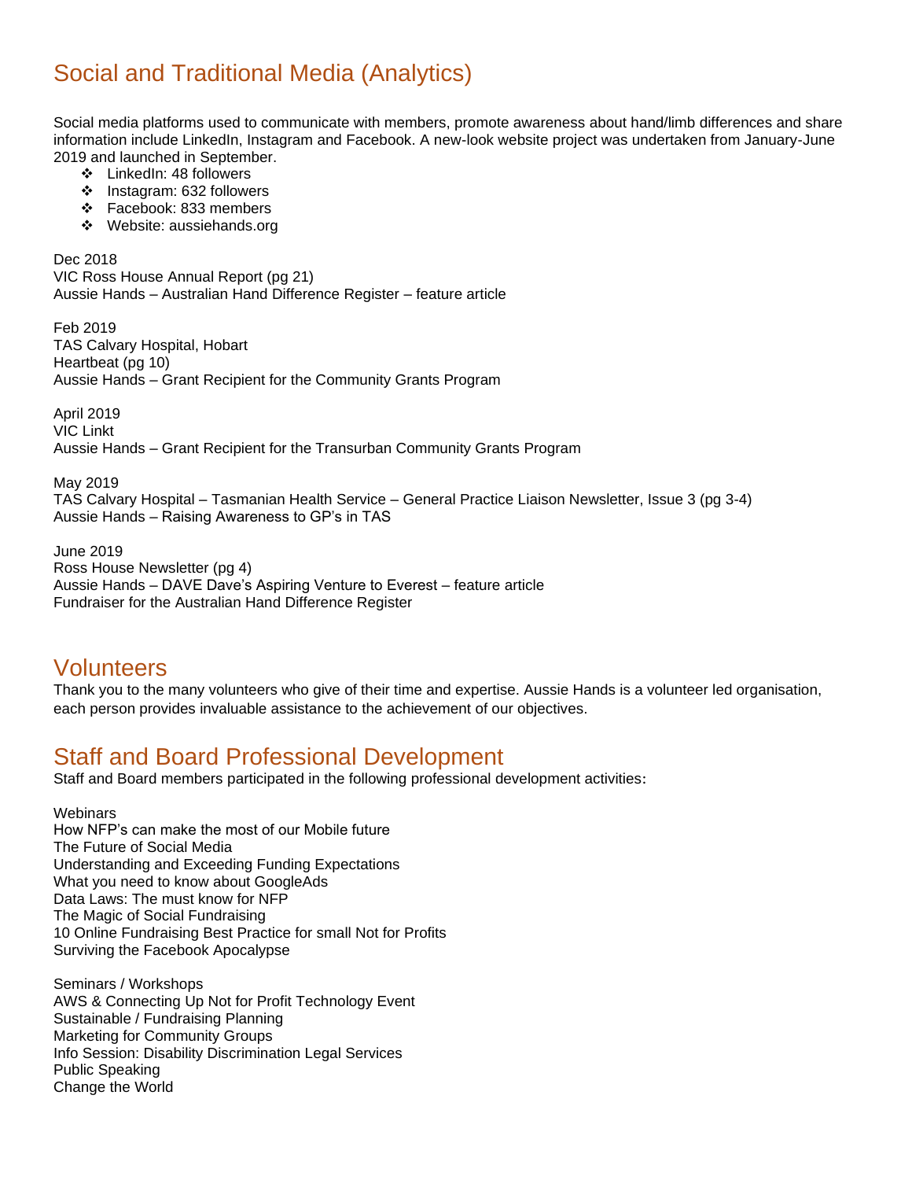## Social and Traditional Media (Analytics)

Social media platforms used to communicate with members, promote awareness about hand/limb differences and share information include LinkedIn, Instagram and Facebook. A new-look website project was undertaken from January-June 2019 and launched in September.

- LinkedIn: 48 followers
- Instagram: 632 followers
- Facebook: 833 members
- Website: aussiehands.org

Dec 2018
VIC Ross House Annual Report (pg 21)
Aussie Hands – Australian Hand Difference Register – feature article

Feb 2019
TAS Calvary Hospital, Hobart
Heartbeat (pg 10)
Aussie Hands – Grant Recipient for the Community Grants Program

April 2019
VIC Linkt
Aussie Hands – Grant Recipient for the Transurban Community Grants Program

May 2019
TAS Calvary Hospital – Tasmanian Health Service – General Practice Liaison Newsletter, Issue 3 (pg 3-4)
Aussie Hands – Raising Awareness to GP's in TAS

June 2019
Ross House Newsletter (pg 4)
Aussie Hands – DAVE Dave's Aspiring Venture to Everest – feature article
Fundraiser for the Australian Hand Difference Register

## Volunteers

Thank you to the many volunteers who give of their time and expertise. Aussie Hands is a volunteer led organisation, each person provides invaluable assistance to the achievement of our objectives.

## Staff and Board Professional Development

Staff and Board members participated in the following professional development activities:

Webinars
How NFP's can make the most of our Mobile future
The Future of Social Media
Understanding and Exceeding Funding Expectations
What you need to know about GoogleAds
Data Laws: The must know for NFP
The Magic of Social Fundraising
10 Online Fundraising Best Practice for small Not for Profits
Surviving the Facebook Apocalypse

Seminars / Workshops
AWS & Connecting Up Not for Profit Technology Event
Sustainable / Fundraising Planning
Marketing for Community Groups
Info Session: Disability Discrimination Legal Services
Public Speaking
Change the World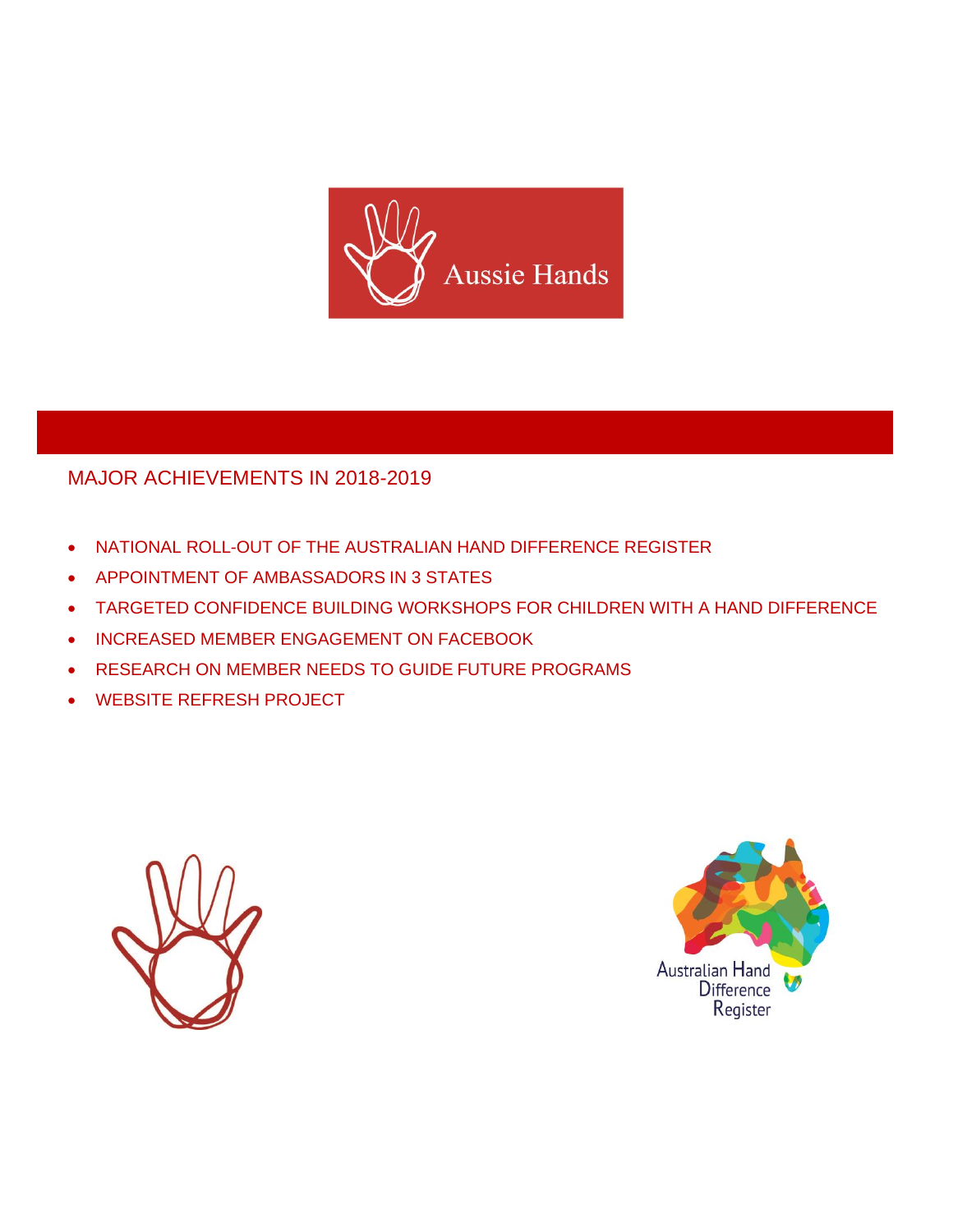Aussie Hands

## MAJOR ACHIEVEMENTS IN 2018-2019

- NATIONAL ROLL-OUT OF THE AUSTRALIAN HAND DIFFERENCE REGISTER
- APPOINTMENT OF AMBASSADORS IN 3 STATES
- TARGETED CONFIDENCE BUILDING WORKSHOPS FOR CHILDREN WITH A HAND DIFFERENCE
- INCREASED MEMBER ENGAGEMENT ON FACEBOOK
- RESEARCH ON MEMBER NEEDS TO GUIDE FUTURE PROGRAMS
- WEBSITE REFRESH PROJECT

Australian Hand Difference Register